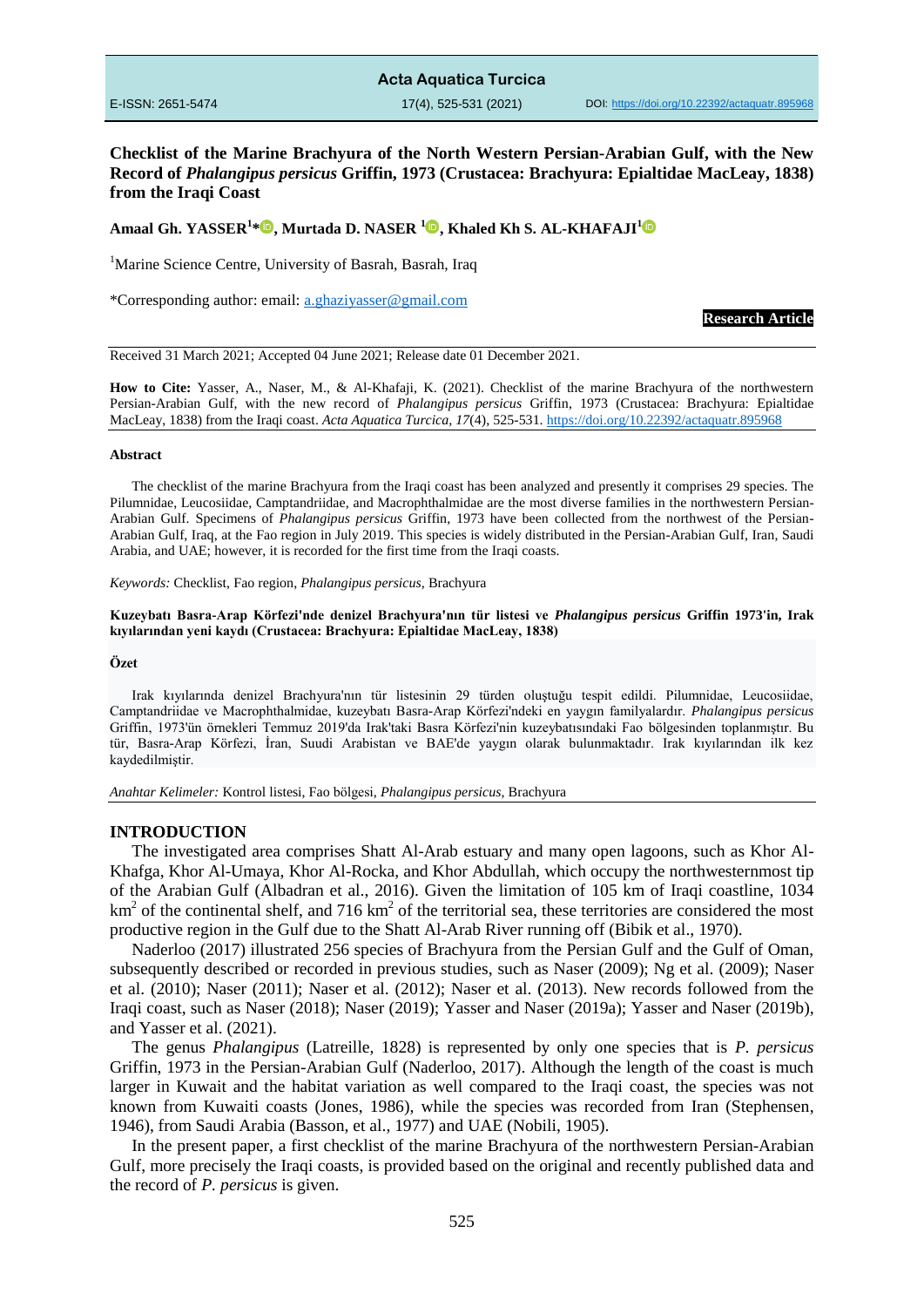# Checklist of the Marine Brachyura of the North Western Persian-Arabian Gulf, with the New Record of *Phalangipus persicus* Griffin, 1973 (Crustacea: Brachyura: Epialtidae MacLeay, 1838) from the Iraqi Coast

**Amaal Gh. YASSER[1]\*, Murtada D. NASER [1], Khaled Kh S. AL-KHAFAJI[1]**

[1]Marine Science Centre, University of Basrah, Basrah, Iraq

\*Corresponding author: email: a.ghaziyasser@gmail.com

**Research Article**

Received 31 March 2021; Accepted 04 June 2021; Release date 01 December 2021.

**How to Cite:** Yasser, A., Naser, M., & Al-Khafaji, K. (2021). Checklist of the marine Brachyura of the northwestern Persian-Arabian Gulf, with the new record of *Phalangipus persicus* Griffin, 1973 (Crustacea: Brachyura: Epialtidae MacLeay, 1838) from the Iraqi coast. *Acta Aquatica Turcica*, *17*(4), 525-531. https://doi.org/10.22392/actaquatr.895968

**Abstract**

The checklist of the marine Brachyura from the Iraqi coast has been analyzed and presently it comprises 29 species. The Pilumnidae, Leucosiidae, Camptandriidae, and Macrophthalmidae are the most diverse families in the northwestern Persian-Arabian Gulf. Specimens of *Phalangipus persicus* Griffin, 1973 have been collected from the northwest of the Persian-Arabian Gulf, Iraq, at the Fao region in July 2019. This species is widely distributed in the Persian-Arabian Gulf, Iran, Saudi Arabia, and UAE; however, it is recorded for the first time from the Iraqi coasts.

*Keywords:* Checklist, Fao region, *Phalangipus persicus*, Brachyura

**Kuzeybatı Basra-Arap Körfezi'nde denizel Brachyura'nın tür listesi ve *Phalangipus persicus* Griffin 1973'in, Irak kıyılarından yeni kaydı (Crustacea: Brachyura: Epialtidae MacLeay, 1838)**

**Özet**

Irak kıyılarında denizel Brachyura'nın tür listesinin 29 türden oluştuğu tespit edildi. Pilumnidae, Leucosiidae, Camptandriidae ve Macrophthalmidae, kuzeybatı Basra-Arap Körfezi'ndeki en yaygın familyalardır. *Phalangipus persicus* Griffin, 1973'ün örnekleri Temmuz 2019'da Irak'taki Basra Körfezi'nin kuzeybatısındaki Fao bölgesinden toplanmıştır. Bu tür, Basra-Arap Körfezi, İran, Suudi Arabistan ve BAE'de yaygın olarak bulunmaktadır. Irak kıyılarından ilk kez kaydedilmiştir.

*Anahtar Kelimeler:* Kontrol listesi, Fao bölgesi, *Phalangipus persicus*, Brachyura

## INTRODUCTION

The investigated area comprises Shatt Al-Arab estuary and many open lagoons, such as Khor Al-Khafga, Khor Al-Umaya, Khor Al-Rocka, and Khor Abdullah, which occupy the northwesternmost tip of the Arabian Gulf (Albadran et al., 2016). Given the limitation of 105 km of Iraqi coastline, 1034 km$^2$ of the continental shelf, and 716 km$^2$ of the territorial sea, these territories are considered the most productive region in the Gulf due to the Shatt Al-Arab River running off (Bibik et al., 1970).

Naderloo (2017) illustrated 256 species of Brachyura from the Persian Gulf and the Gulf of Oman, subsequently described or recorded in previous studies, such as Naser (2009); Ng et al. (2009); Naser et al. (2010); Naser (2011); Naser et al. (2012); Naser et al. (2013). New records followed from the Iraqi coast, such as Naser (2018); Naser (2019); Yasser and Naser (2019a); Yasser and Naser (2019b), and Yasser et al. (2021).

The genus *Phalangipus* (Latreille, 1828) is represented by only one species that is *P. persicus* Griffin, 1973 in the Persian-Arabian Gulf (Naderloo, 2017). Although the length of the coast is much larger in Kuwait and the habitat variation as well compared to the Iraqi coast, the species was not known from Kuwaiti coasts (Jones, 1986), while the species was recorded from Iran (Stephensen, 1946), from Saudi Arabia (Basson, et al., 1977) and UAE (Nobili, 1905).

In the present paper, a first checklist of the marine Brachyura of the northwestern Persian-Arabian Gulf, more precisely the Iraqi coasts, is provided based on the original and recently published data and the record of *P. persicus* is given.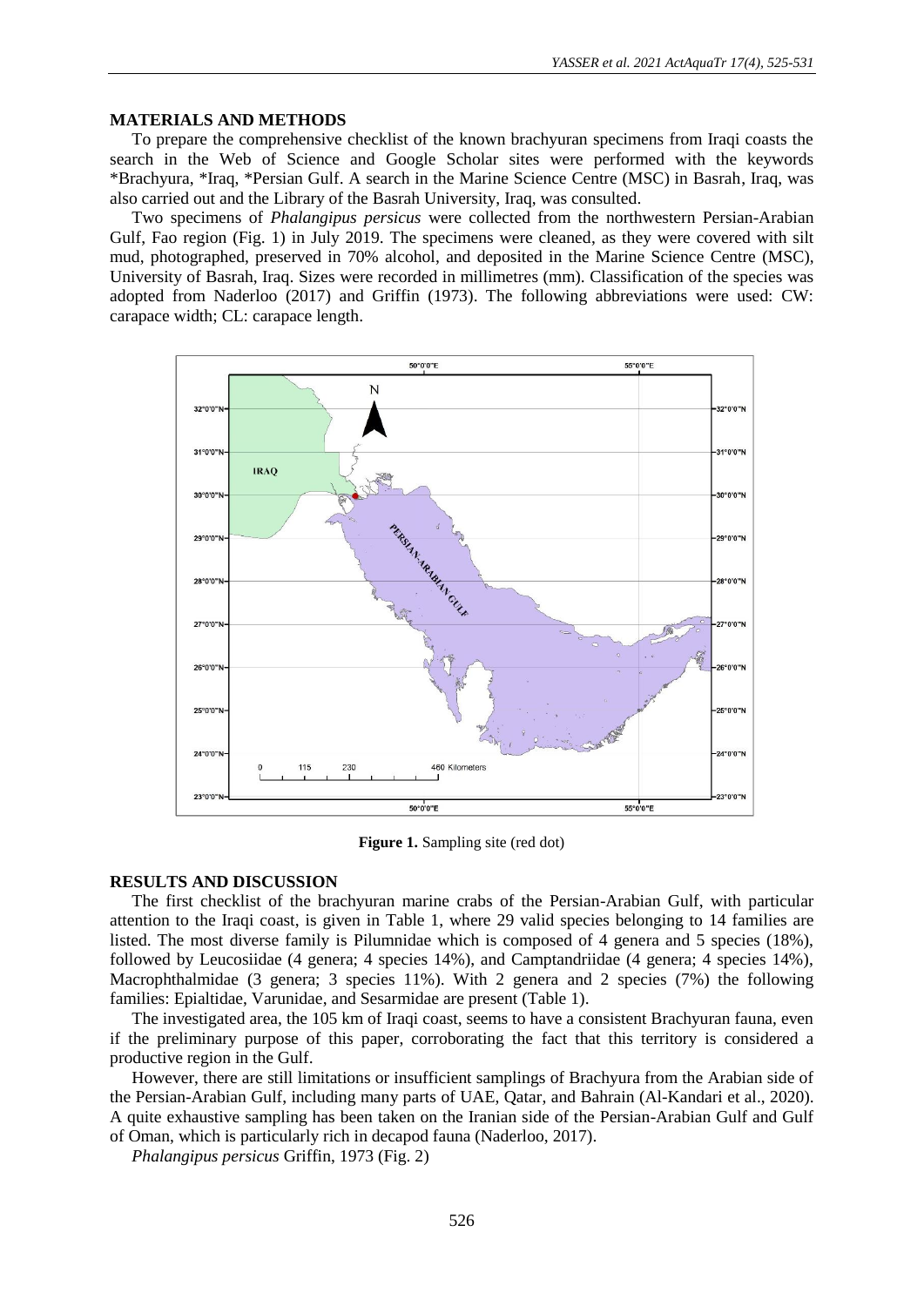## MATERIALS AND METHODS

To prepare the comprehensive checklist of the known brachyuran specimens from Iraqi coasts the search in the Web of Science and Google Scholar sites were performed with the keywords *Brachyura, *Iraq, *Persian Gulf. A search in the Marine Science Centre (MSC) in Basrah, Iraq, was also carried out and the Library of the Basrah University, Iraq, was consulted.

Two specimens of *Phalangipus persicus* were collected from the northwestern Persian-Arabian Gulf, Fao region (Fig. 1) in July 2019. The specimens were cleaned, as they were covered with silt mud, photographed, preserved in 70% alcohol, and deposited in the Marine Science Centre (MSC), University of Basrah, Iraq. Sizes were recorded in millimetres (mm). Classification of the species was adopted from Naderloo (2017) and Griffin (1973). The following abbreviations were used: CW: carapace width; CL: carapace length.

**Figure 1.** Sampling site (red dot)

## RESULTS AND DISCUSSION

The first checklist of the brachyuran marine crabs of the Persian-Arabian Gulf, with particular attention to the Iraqi coast, is given in Table 1, where 29 valid species belonging to 14 families are listed. The most diverse family is Pilumnidae which is composed of 4 genera and 5 species (18%), followed by Leucosiidae (4 genera; 4 species 14%), and Camptandriidae (4 genera; 4 species 14%), Macrophthalmidae (3 genera; 3 species 11%). With 2 genera and 2 species (7%) the following families: Epialtidae, Varunidae, and Sesarmidae are present (Table 1).

The investigated area, the 105 km of Iraqi coast, seems to have a consistent Brachyuran fauna, even if the preliminary purpose of this paper, corroborating the fact that this territory is considered a productive region in the Gulf.

However, there are still limitations or insufficient samplings of Brachyura from the Arabian side of the Persian-Arabian Gulf, including many parts of UAE, Qatar, and Bahrain (Al-Kandari et al., 2020). A quite exhaustive sampling has been taken on the Iranian side of the Persian-Arabian Gulf and Gulf of Oman, which is particularly rich in decapod fauna (Naderloo, 2017).

*Phalangipus persicus* Griffin, 1973 (Fig. 2)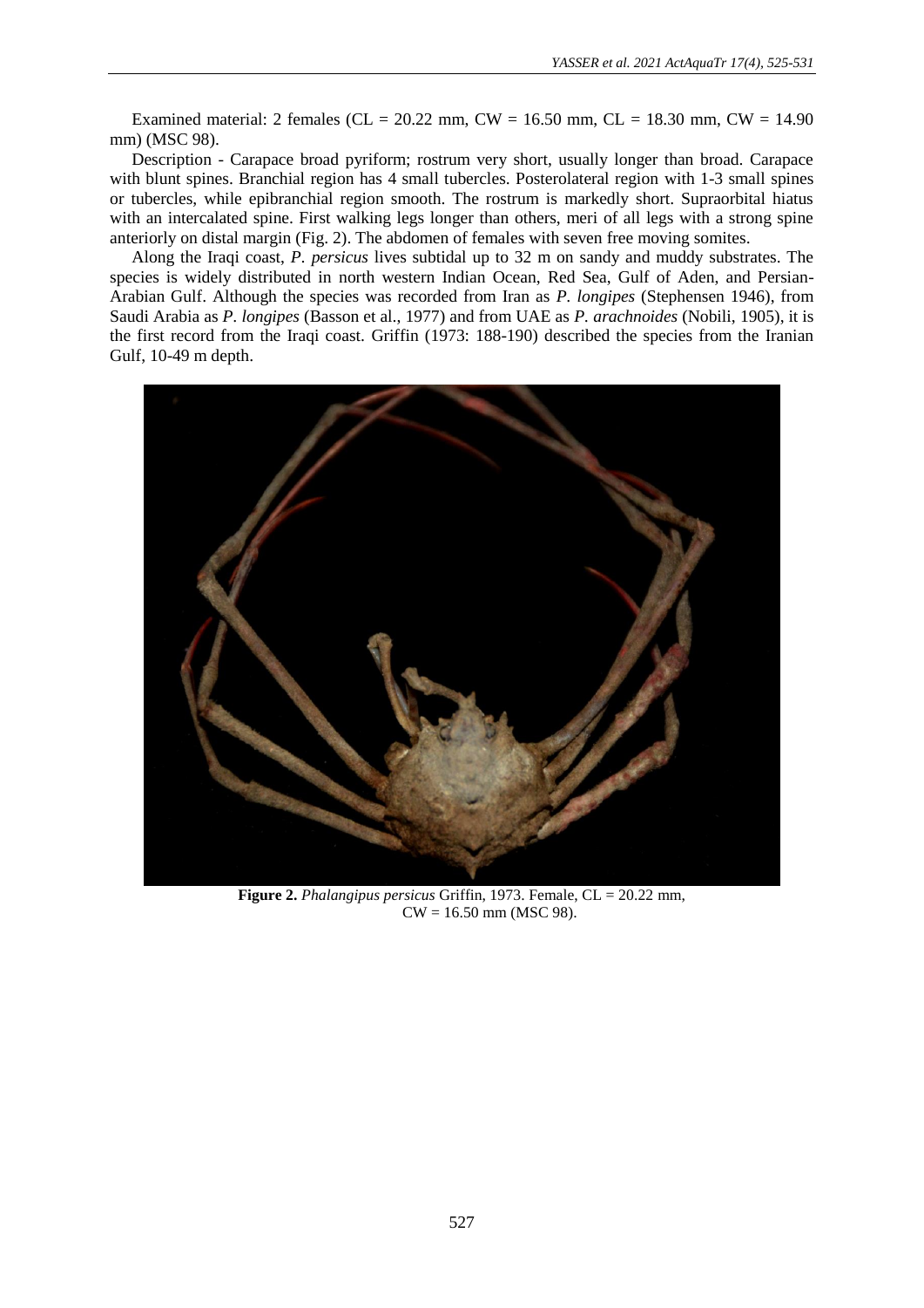Examined material: 2 females (CL = 20.22 mm, CW = 16.50 mm, CL = 18.30 mm, CW = 14.90 mm) (MSC 98).

Description - Carapace broad pyriform; rostrum very short, usually longer than broad. Carapace with blunt spines. Branchial region has 4 small tubercles. Posterolateral region with 1-3 small spines or tubercles, while epibranchial region smooth. The rostrum is markedly short. Supraorbital hiatus with an intercalated spine. First walking legs longer than others, meri of all legs with a strong spine anteriorly on distal margin (Fig. 2). The abdomen of females with seven free moving somites.

Along the Iraqi coast, *P. persicus* lives subtidal up to 32 m on sandy and muddy substrates. The species is widely distributed in north western Indian Ocean, Red Sea, Gulf of Aden, and Persian-Arabian Gulf. Although the species was recorded from Iran as *P. longipes* (Stephensen 1946), from Saudi Arabia as *P. longipes* (Basson et al., 1977) and from UAE as *P. arachnoides* (Nobili, 1905), it is the first record from the Iraqi coast. Griffin (1973: 188-190) described the species from the Iranian Gulf, 10-49 m depth.

**Figure 2.** *Phalangipus persicus* Griffin, 1973. Female, CL = 20.22 mm, CW = 16.50 mm (MSC 98).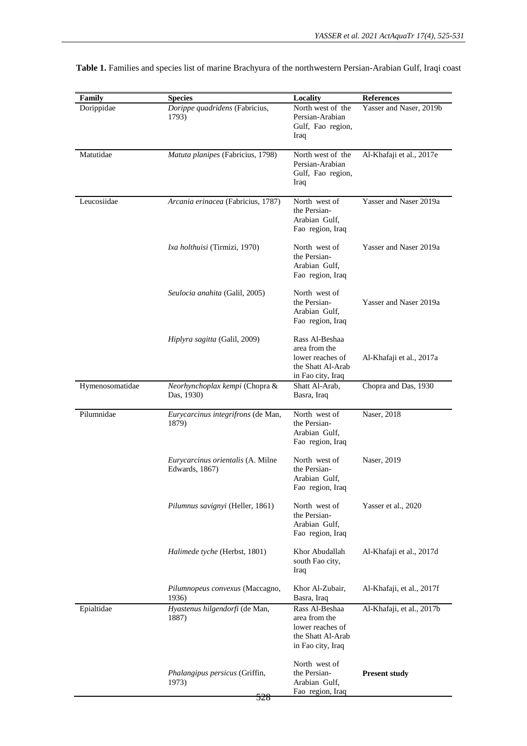**Table 1.** Families and species list of marine Brachyura of the northwestern Persian-Arabian Gulf, Iraqi coast

| Family | Species | Locality | References |
|---|---|---|---|
| Dorippidae | *Dorippe quadridens* (Fabricius, 1793) | North west of the Persian-Arabian Gulf, Fao region, Iraq | Yasser and Naser, 2019b |
| Matutidae | *Matuta planipes* (Fabricius, 1798) | North west of the Persian-Arabian Gulf, Fao region, Iraq | Al-Khafaji et al., 2017e |
| Leucosiidae | *Arcania erinacea* (Fabricius, 1787) | North west of the Persian-Arabian Gulf, Fao region, Iraq | Yasser and Naser 2019a |
| | *Ixa holthuisi* (Tirmizi, 1970) | North west of the Persian-Arabian Gulf, Fao region, Iraq | Yasser and Naser 2019a |
| | *Seulocia anahita* (Galil, 2005) | North west of the Persian-Arabian Gulf, Fao region, Iraq | Yasser and Naser 2019a |
| | *Hiplyra sagitta* (Galil, 2009) | Rass Al-Beshaa area from the lower reaches of the Shatt Al-Arab in Fao city, Iraq | Al-Khafaji et al., 2017a |
| Hymenosomatidae | *Neorhynchoplax kempi* (Chopra & Das, 1930) | Shatt Al-Arab, Basra, Iraq | Chopra and Das, 1930 |
| Pilumnidae | *Eurycarcinus integrifrons* (de Man, 1879) | North west of the Persian-Arabian Gulf, Fao region, Iraq | Naser, 2018 |
| | *Eurycarcinus orientalis* (A. Milne Edwards, 1867) | North west of the Persian-Arabian Gulf, Fao region, Iraq | Naser, 2019 |
| | *Pilumnus savignyi* (Heller, 1861) | North west of the Persian-Arabian Gulf, Fao region, Iraq | Yasser et al., 2020 |
| | *Halimede tyche* (Herbst, 1801) | Khor Abudallah south Fao city, Iraq | Al-Khafaji et al., 2017d |
| | *Pilumnopeus convexus* (Maccagno, 1936) | Khor Al-Zubair, Basra, Iraq | Al-Khafaji, et al., 2017f |
| Epialtidae | *Hyastenus hilgendorfi* (de Man, 1887) | Rass Al-Beshaa area from the lower reaches of the Shatt Al-Arab in Fao city, Iraq | Al-Khafaji, et al., 2017b |
| | *Phalangipus persicus* (Griffin, 1973) | North west of the Persian-Arabian Gulf, Fao region, Iraq | **Present study** |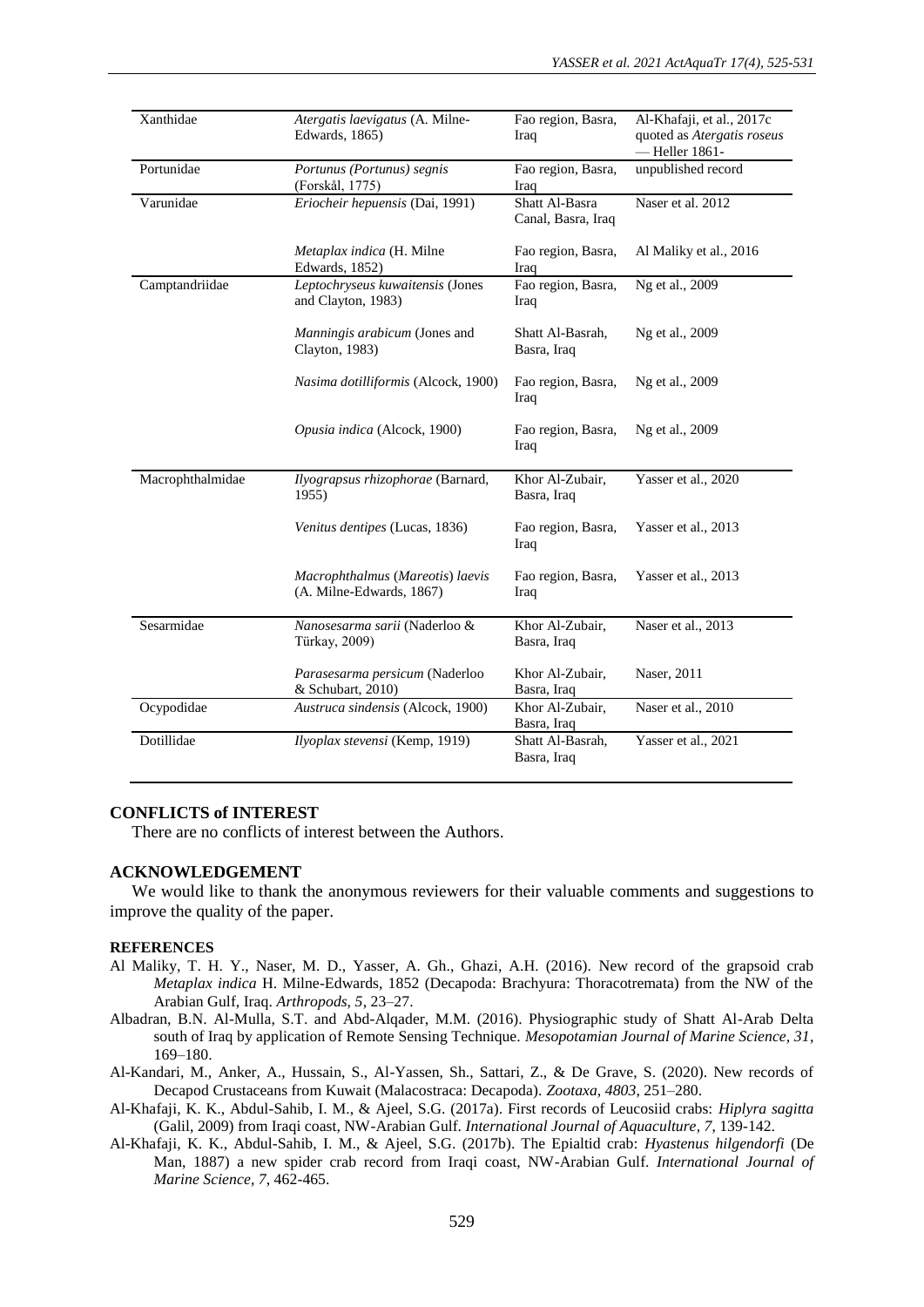| | | | |
|---|---|---|---|
| Xanthidae | *Atergatis laevigatus* (A. Milne-Edwards, 1865) | Fao region, Basra, Iraq | Al-Khafaji, et al., 2017c quoted as *Atergatis roseus* — Heller 1861- |
| Portunidae | *Portunus (Portunus) segnis* (Forskål, 1775) | Fao region, Basra, Iraq | unpublished record |
| Varunidae | *Eriocheir hepuensis* (Dai, 1991) | Shatt Al-Basra Canal, Basra, Iraq | Naser et al. 2012 |
| | *Metaplax indica* (H. Milne Edwards, 1852) | Fao region, Basra, Iraq | Al Maliky et al., 2016 |
| Camptandriidae | *Leptochryseus kuwaitensis* (Jones and Clayton, 1983) | Fao region, Basra, Iraq | Ng et al., 2009 |
| | *Manningis arabicum* (Jones and Clayton, 1983) | Shatt Al-Basrah, Basra, Iraq | Ng et al., 2009 |
| | *Nasima dotilliformis* (Alcock, 1900) | Fao region, Basra, Iraq | Ng et al., 2009 |
| | *Opusia indica* (Alcock, 1900) | Fao region, Basra, Iraq | Ng et al., 2009 |
| Macrophthalmidae | *Ilyograpsus rhizophorae* (Barnard, 1955) | Khor Al-Zubair, Basra, Iraq | Yasser et al., 2020 |
| | *Venitus dentipes* (Lucas, 1836) | Fao region, Basra, Iraq | Yasser et al., 2013 |
| | *Macrophthalmus* (*Mareotis*) *laevis* (A. Milne-Edwards, 1867) | Fao region, Basra, Iraq | Yasser et al., 2013 |
| Sesarmidae | *Nanosesarma sarii* (Naderloo & Türkay, 2009) | Khor Al-Zubair, Basra, Iraq | Naser et al., 2013 |
| | *Parasesarma persicum* (Naderloo & Schubart, 2010) | Khor Al-Zubair, Basra, Iraq | Naser, 2011 |
| Ocypodidae | *Austruca sindensis* (Alcock, 1900) | Khor Al-Zubair, Basra, Iraq | Naser et al., 2010 |
| Dotillidae | *Ilyoplax stevensi* (Kemp, 1919) | Shatt Al-Basrah, Basra, Iraq | Yasser et al., 2021 |

## CONFLICTS of INTEREST

There are no conflicts of interest between the Authors.

## ACKNOWLEDGEMENT

We would like to thank the anonymous reviewers for their valuable comments and suggestions to improve the quality of the paper.

## REFERENCES

Al Maliky, T. H. Y., Naser, M. D., Yasser, A. Gh., Ghazi, A.H. (2016). New record of the grapsoid crab *Metaplax indica* H. Milne-Edwards, 1852 (Decapoda: Brachyura: Thoracotremata) from the NW of the Arabian Gulf, Iraq. *Arthropods, 5*, 23–27.

Albadran, B.N. Al-Mulla, S.T. and Abd-Alqader, M.M. (2016). Physiographic study of Shatt Al-Arab Delta south of Iraq by application of Remote Sensing Technique. *Mesopotamian Journal of Marine Science, 31*, 169–180.

Al-Kandari, M., Anker, A., Hussain, S., Al-Yassen, Sh., Sattari, Z., & De Grave, S. (2020). New records of Decapod Crustaceans from Kuwait (Malacostraca: Decapoda). *Zootaxa, 4803*, 251–280.

Al-Khafaji, K. K., Abdul-Sahib, I. M., & Ajeel, S.G. (2017a). First records of Leucosiid crabs: *Hiplyra sagitta* (Galil, 2009) from Iraqi coast, NW-Arabian Gulf. *International Journal of Aquaculture, 7*, 139-142.

Al-Khafaji, K. K., Abdul-Sahib, I. M., & Ajeel, S.G. (2017b). The Epialtid crab: *Hyastenus hilgendorfi* (De Man, 1887) a new spider crab record from Iraqi coast, NW-Arabian Gulf. *International Journal of Marine Science, 7*, 462-465.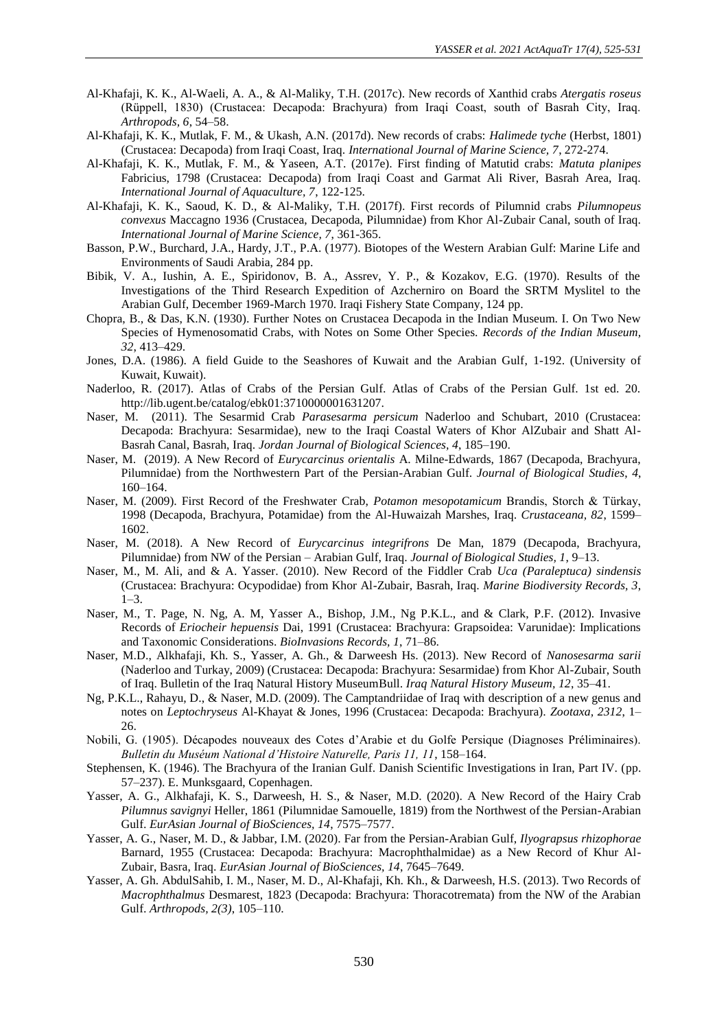Al-Khafaji, K. K., Al-Waeli, A. A., & Al-Maliky, T.H. (2017c). New records of Xanthid crabs *Atergatis roseus* (Rüppell, 1830) (Crustacea: Decapoda: Brachyura) from Iraqi Coast, south of Basrah City, Iraq. *Arthropods, 6*, 54–58.

Al-Khafaji, K. K., Mutlak, F. M., & Ukash, A.N. (2017d). New records of crabs: *Halimede tyche* (Herbst, 1801) (Crustacea: Decapoda) from Iraqi Coast, Iraq. *International Journal of Marine Science, 7*, 272-274.

Al-Khafaji, K. K., Mutlak, F. M., & Yaseen, A.T. (2017e). First finding of Matutid crabs: *Matuta planipes* Fabricius, 1798 (Crustacea: Decapoda) from Iraqi Coast and Garmat Ali River, Basrah Area, Iraq. *International Journal of Aquaculture, 7*, 122-125.

Al-Khafaji, K. K., Saoud, K. D., & Al-Maliky, T.H. (2017f). First records of Pilumnid crabs *Pilumnopeus convexus* Maccagno 1936 (Crustacea, Decapoda, Pilumnidae) from Khor Al-Zubair Canal, south of Iraq. *International Journal of Marine Science, 7*, 361-365.

Basson, P.W., Burchard, J.A., Hardy, J.T., P.A. (1977). Biotopes of the Western Arabian Gulf: Marine Life and Environments of Saudi Arabia, 284 pp.

Bibik, V. A., Iushin, A. E., Spiridonov, B. A., Assrev, Y. P., & Kozakov, E.G. (1970). Results of the Investigations of the Third Research Expedition of Azcherniro on Board the SRTM Myslitel to the Arabian Gulf, December 1969-March 1970. Iraqi Fishery State Company, 124 pp.

Chopra, B., & Das, K.N. (1930). Further Notes on Crustacea Decapoda in the Indian Museum. I. On Two New Species of Hymenosomatid Crabs, with Notes on Some Other Species. *Records of the Indian Museum, 32*, 413–429.

Jones, D.A. (1986). A field Guide to the Seashores of Kuwait and the Arabian Gulf, 1-192. (University of Kuwait, Kuwait).

Naderloo, R. (2017). Atlas of Crabs of the Persian Gulf. Atlas of Crabs of the Persian Gulf. 1st ed. 20. http://lib.ugent.be/catalog/ebk01:3710000001631207.

Naser, M. (2011). The Sesarmid Crab *Parasesarma persicum* Naderloo and Schubart, 2010 (Crustacea: Decapoda: Brachyura: Sesarmidae), new to the Iraqi Coastal Waters of Khor AlZubair and Shatt Al-Basrah Canal, Basrah, Iraq. *Jordan Journal of Biological Sciences, 4*, 185–190.

Naser, M. (2019). A New Record of *Eurycarcinus orientalis* A. Milne-Edwards, 1867 (Decapoda, Brachyura, Pilumnidae) from the Northwestern Part of the Persian-Arabian Gulf. *Journal of Biological Studies, 4*, 160–164.

Naser, M. (2009). First Record of the Freshwater Crab, *Potamon mesopotamicum* Brandis, Storch & Türkay, 1998 (Decapoda, Brachyura, Potamidae) from the Al-Huwaizah Marshes, Iraq. *Crustaceana, 82*, 1599–1602.

Naser, M. (2018). A New Record of *Eurycarcinus integrifrons* De Man, 1879 (Decapoda, Brachyura, Pilumnidae) from NW of the Persian – Arabian Gulf, Iraq. *Journal of Biological Studies, 1*, 9–13.

Naser, M., M. Ali, and & A. Yasser. (2010). New Record of the Fiddler Crab *Uca (Paraleptuca) sindensis* (Crustacea: Brachyura: Ocypodidae) from Khor Al-Zubair, Basrah, Iraq. *Marine Biodiversity Records, 3*, 1–3.

Naser, M., T. Page, N. Ng, A. M, Yasser A., Bishop, J.M., Ng P.K.L., and & Clark, P.F. (2012). Invasive Records of *Eriocheir hepuensis* Dai, 1991 (Crustacea: Brachyura: Grapsoidea: Varunidae): Implications and Taxonomic Considerations. *BioInvasions Records, 1*, 71–86.

Naser, M.D., Alkhafaji, Kh. S., Yasser, A. Gh., & Darweesh Hs. (2013). New Record of *Nanosesarma sarii* (Naderloo and Turkay, 2009) (Crustacea: Decapoda: Brachyura: Sesarmidae) from Khor Al-Zubair, South of Iraq. Bulletin of the Iraq Natural History MuseumBull. *Iraq Natural History Museum, 12*, 35–41.

Ng, P.K.L., Rahayu, D., & Naser, M.D. (2009). The Camptandriidae of Iraq with description of a new genus and notes on *Leptochryseus* Al-Khayat & Jones, 1996 (Crustacea: Decapoda: Brachyura). *Zootaxa, 2312*, 1–26.

Nobili, G. (1905). Décapodes nouveaux des Cotes d'Arabie et du Golfe Persique (Diagnoses Préliminaires). *Bulletin du Muséum National d'Histoire Naturelle, Paris 11, 11*, 158–164.

Stephensen, K. (1946). The Brachyura of the Iranian Gulf. Danish Scientific Investigations in Iran, Part IV. (pp. 57–237). E. Munksgaard, Copenhagen.

Yasser, A. G., Alkhafaji, K. S., Darweesh, H. S., & Naser, M.D. (2020). A New Record of the Hairy Crab *Pilumnus savignyi* Heller, 1861 (Pilumnidae Samouelle, 1819) from the Northwest of the Persian-Arabian Gulf. *EurAsian Journal of BioSciences, 14*, 7575–7577.

Yasser, A. G., Naser, M. D., & Jabbar, I.M. (2020). Far from the Persian-Arabian Gulf, *Ilyograpsus rhizophorae* Barnard, 1955 (Crustacea: Decapoda: Brachyura: Macrophthalmidae) as a New Record of Khur Al-Zubair, Basra, Iraq. *EurAsian Journal of BioSciences, 14*, 7645–7649.

Yasser, A. Gh. AbdulSahib, I. M., Naser, M. D., Al-Khafaji, Kh. Kh., & Darweesh, H.S. (2013). Two Records of *Macrophthalmus* Desmarest, 1823 (Decapoda: Brachyura: Thoracotremata) from the NW of the Arabian Gulf. *Arthropods, 2(3)*, 105–110.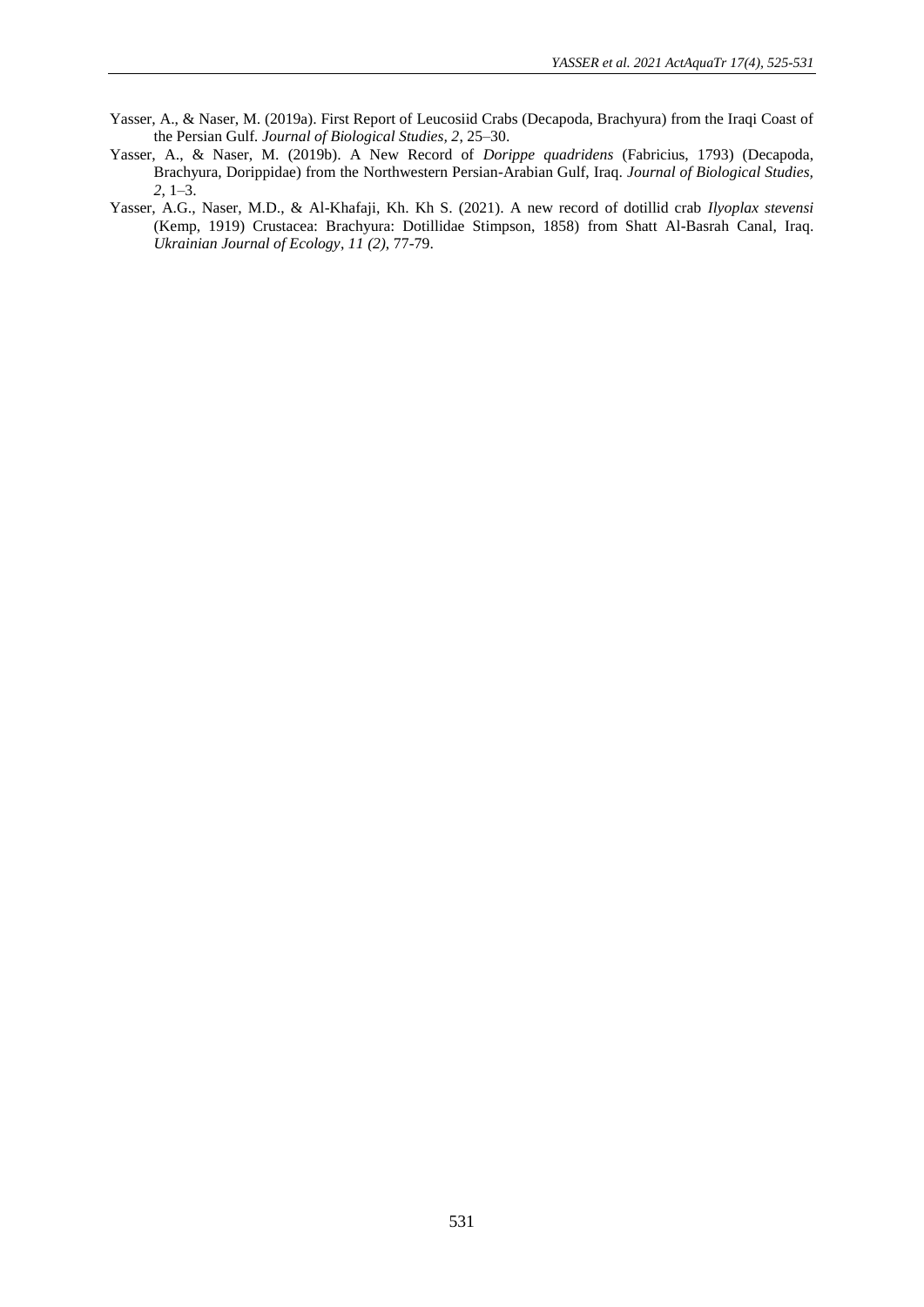Yasser, A., & Naser, M. (2019a). First Report of Leucosiid Crabs (Decapoda, Brachyura) from the Iraqi Coast of the Persian Gulf. *Journal of Biological Studies, 2*, 25–30.

Yasser, A., & Naser, M. (2019b). A New Record of *Dorippe quadridens* (Fabricius, 1793) (Decapoda, Brachyura, Dorippidae) from the Northwestern Persian-Arabian Gulf, Iraq. *Journal of Biological Studies, 2*, 1–3.

Yasser, A.G., Naser, M.D., & Al-Khafaji, Kh. Kh S. (2021). A new record of dotillid crab *Ilyoplax stevensi* (Kemp, 1919) Crustacea: Brachyura: Dotillidae Stimpson, 1858) from Shatt Al-Basrah Canal, Iraq. *Ukrainian Journal of Ecology*, *11 (2)*, 77-79.